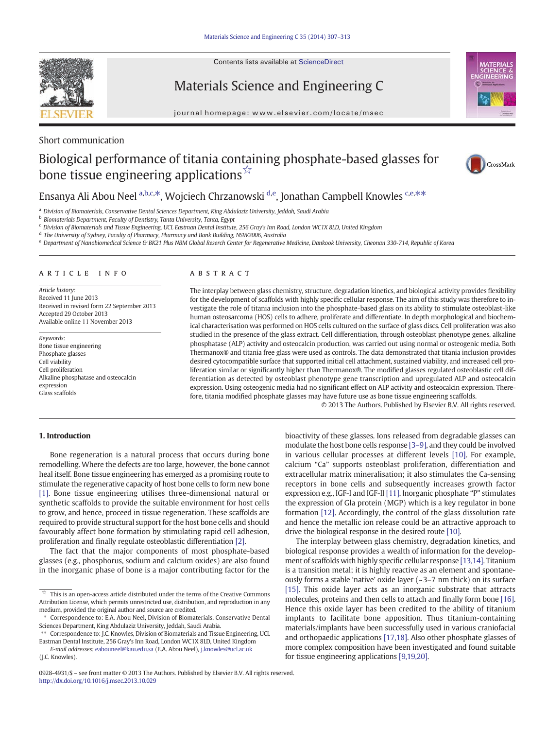Short communication

# Biological performance of titania containing phosphate-based glasses for bone tissue engineering applications ☆

Ensanya Ali Abou Neel [a,b,c,*], Wojciech Chrzanowski [d,e], Jonathan Campbell Knowles [c,e,**]

[a] Division of Biomaterials, Conservative Dental Sciences Department, King Abdulaziz University, Jeddah, Saudi Arabia
[b] Biomaterials Department, Faculty of Dentistry, Tanta University, Tanta, Egypt
[c] Division of Biomaterials and Tissue Engineering, UCL Eastman Dental Institute, 256 Gray's Inn Road, London WC1X 8LD, United Kingdom
[d] The University of Sydney, Faculty of Pharmacy, Pharmacy and Bank Building, NSW2006, Australia
[e] Department of Nanobiomedical Science & BK21 Plus NBM Global Reserch Center for Regenerative Medicine, Dankook University, Cheonan 330-714, Republic of Korea

## ARTICLE INFO

*Article history:*
Received 11 June 2013
Received in revised form 22 September 2013
Accepted 29 October 2013
Available online 11 November 2013

*Keywords:*
Bone tissue engineering
Phosphate glasses
Cell viability
Cell proliferation
Alkaline phosphatase and osteocalcin expression
Glass scaffolds

## ABSTRACT

The interplay between glass chemistry, structure, degradation kinetics, and biological activity provides flexibility for the development of scaffolds with highly specific cellular response. The aim of this study was therefore to investigate the role of titania inclusion into the phosphate-based glass on its ability to stimulate osteoblast-like human osteosarcoma (HOS) cells to adhere, proliferate and differentiate. In depth morphological and biochemical characterisation was performed on HOS cells cultured on the surface of glass discs. Cell proliferation was also studied in the presence of the glass extract. Cell differentiation, through osteoblast phenotype genes, alkaline phosphatase (ALP) activity and osteocalcin production, was carried out using normal or osteogenic media. Both Thermanox® and titania free glass were used as controls. The data demonstrated that titania inclusion provides desired cytocompatible surface that supported initial cell attachment, sustained viability, and increased cell proliferation similar or significantly higher than Thermanox®. The modified glasses regulated osteoblastic cell differentiation as detected by osteoblast phenotype gene transcription and upregulated ALP and osteocalcin expression. Using osteogenic media had no significant effect on ALP activity and osteocalcin expression. Therefore, titania modified phosphate glasses may have future use as bone tissue engineering scaffolds.

© 2013 The Authors. Published by Elsevier B.V. All rights reserved.

## 1. Introduction

Bone regeneration is a natural process that occurs during bone remodelling. Where the defects are too large, however, the bone cannot heal itself. Bone tissue engineering has emerged as a promising route to stimulate the regenerative capacity of host bone cells to form new bone [1]. Bone tissue engineering utilises three-dimensional natural or synthetic scaffolds to provide the suitable environment for host cells to grow, and hence, proceed in tissue regeneration. These scaffolds are required to provide structural support for the host bone cells and should favourably affect bone formation by stimulating rapid cell adhesion, proliferation and finally regulate osteoblastic differentiation [2].

The fact that the major components of most phosphate-based glasses (e.g., phosphorus, sodium and calcium oxides) are also found in the inorganic phase of bone is a major contributing factor for the bioactivity of these glasses. Ions released from degradable glasses can modulate the host bone cells response [3–9], and they could be involved in various cellular processes at different levels [10]. For example, calcium "Ca" supports osteoblast proliferation, differentiation and extracellular matrix mineralisation; it also stimulates the Ca-sensing receptors in bone cells and subsequently increases growth factor expression e.g., IGF-I and IGF-II [11]. Inorganic phosphate "P" stimulates the expression of Gla protein (MGP) which is a key regulator in bone formation [12]. Accordingly, the control of the glass dissolution rate and hence the metallic ion release could be an attractive approach to drive the biological response in the desired route [10].

The interplay between glass chemistry, degradation kinetics, and biological response provides a wealth of information for the development of scaffolds with highly specific cellular response [13,14]. Titanium is a transition metal; it is highly reactive as an element and spontaneously forms a stable 'native' oxide layer (~3–7 nm thick) on its surface [15]. This oxide layer acts as an inorganic substrate that attracts molecules, proteins and then cells to attach and finally form bone [16]. Hence this oxide layer has been credited to the ability of titanium implants to facilitate bone apposition. Thus titanium-containing materials/implants have been successfully used in various craniofacial and orthopaedic applications [17,18]. Also other phosphate glasses of more complex composition have been investigated and found suitable for tissue engineering applications [9,19,20].

☆ This is an open-access article distributed under the terms of the Creative Commons Attribution License, which permits unrestricted use, distribution, and reproduction in any medium, provided the original author and source are credited.
\* Correspondence to: E.A. Abou Neel, Division of Biomaterials, Conservative Dental Sciences Department, King Abdulaziz University, Jeddah, Saudi Arabia.
\*\* Correspondence to: J.C. Knowles, Division of Biomaterials and Tissue Engineering, UCL Eastman Dental Institute, 256 Gray's Inn Road, London WC1X 8LD, United Kingdom
*E-mail addresses:* eabouneel@kau.edu.sa (E.A. Abou Neel), j.knowles@ucl.ac.uk (J.C. Knowles).

0928-4931/$ – see front matter © 2013 The Authors. Published by Elsevier B.V. All rights reserved.
http://dx.doi.org/10.1016/j.msec.2013.10.029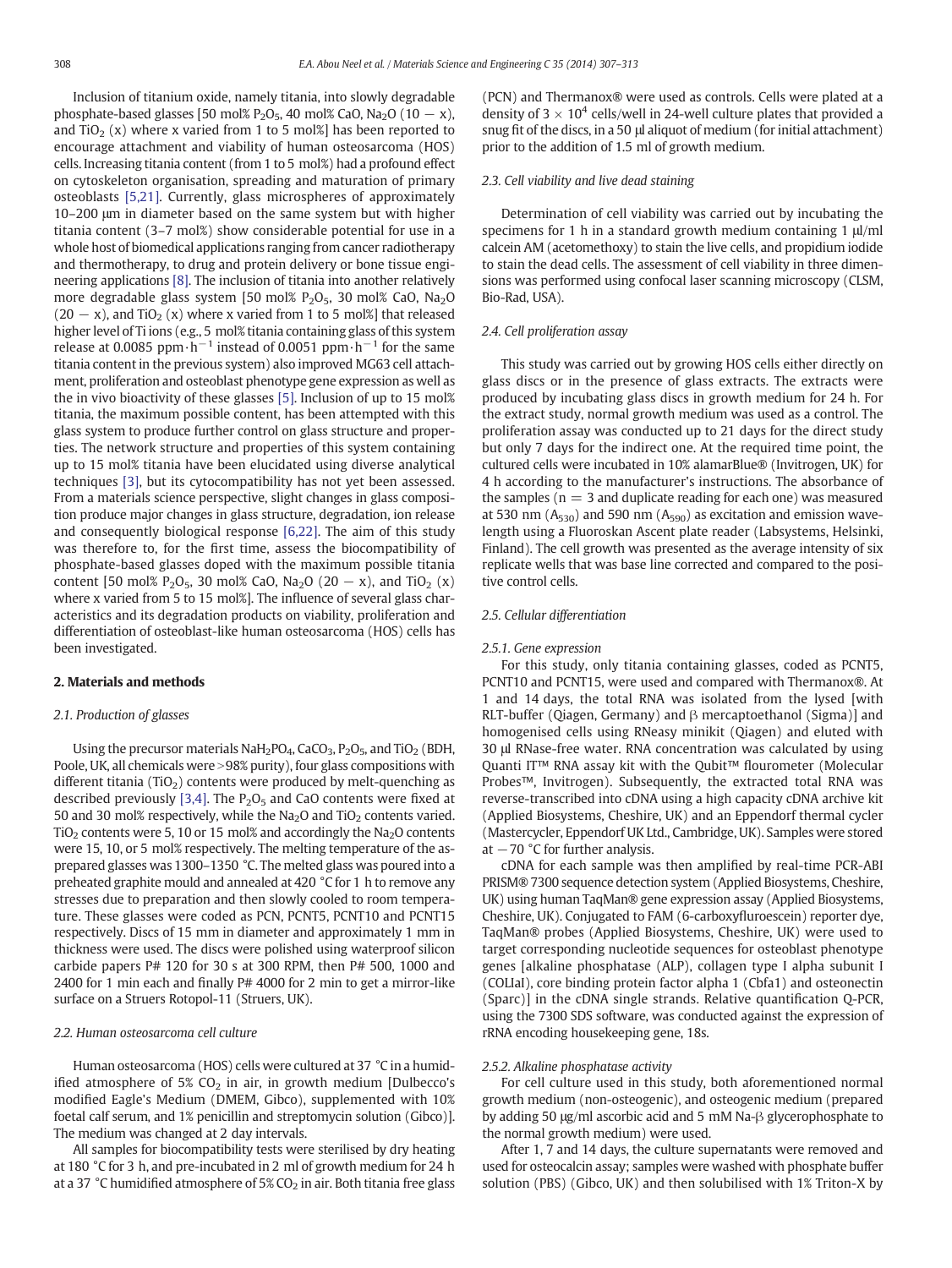Inclusion of titanium oxide, namely titania, into slowly degradable phosphate-based glasses [50 mol% $P_2O_5$, 40 mol% CaO, $Na_2O$ (10 − x), and $TiO_2$ (x) where x varied from 1 to 5 mol%] has been reported to encourage attachment and viability of human osteosarcoma (HOS) cells. Increasing titania content (from 1 to 5 mol%) had a profound effect on cytoskeleton organisation, spreading and maturation of primary osteoblasts [5,21]. Currently, glass microspheres of approximately 10–200 μm in diameter based on the same system but with higher titania content (3–7 mol%) show considerable potential for use in a whole host of biomedical applications ranging from cancer radiotherapy and thermotherapy, to drug and protein delivery or bone tissue engineering applications [8]. The inclusion of titania into another relatively more degradable glass system [50 mol% $P_2O_5$, 30 mol% CaO, $Na_2O$ (20 − x), and $TiO_2$ (x) where x varied from 1 to 5 mol%] that released higher level of Ti ions (e.g., 5 mol% titania containing glass of this system release at 0.0085 $ppm \cdot h^{-1}$ instead of 0.0051 $ppm \cdot h^{-1}$ for the same titania content in the previous system) also improved MG63 cell attachment, proliferation and osteoblast phenotype gene expression as well as the in vivo bioactivity of these glasses [5]. Inclusion of up to 15 mol% titania, the maximum possible content, has been attempted with this glass system to produce further control on glass structure and properties. The network structure and properties of this system containing up to 15 mol% titania have been elucidated using diverse analytical techniques [3], but its cytocompatibility has not yet been assessed. From a materials science perspective, slight changes in glass composition produce major changes in glass structure, degradation, ion release and consequently biological response [6,22]. The aim of this study was therefore to, for the first time, assess the biocompatibility of phosphate-based glasses doped with the maximum possible titania content [50 mol% $P_2O_5$, 30 mol% CaO, $Na_2O$ (20 − x), and $TiO_2$ (x) where x varied from 5 to 15 mol%]. The influence of several glass characteristics and its degradation products on viability, proliferation and differentiation of osteoblast-like human osteosarcoma (HOS) cells has been investigated.

## 2. Materials and methods

### 2.1. Production of glasses

Using the precursor materials $NaH_2PO_4$, $CaCO_3$, $P_2O_5$, and $TiO_2$ (BDH, Poole, UK, all chemicals were >98% purity), four glass compositions with different titania ($TiO_2$) contents were produced by melt-quenching as described previously [3,4]. The $P_2O_5$ and CaO contents were fixed at 50 and 30 mol% respectively, while the $Na_2O$ and $TiO_2$ contents varied. $TiO_2$ contents were 5, 10 or 15 mol% and accordingly the $Na_2O$ contents were 15, 10, or 5 mol% respectively. The melting temperature of the as-prepared glasses was 1300–1350 °C. The melted glass was poured into a preheated graphite mould and annealed at 420 °C for 1 h to remove any stresses due to preparation and then slowly cooled to room temperature. These glasses were coded as PCN, PCNT5, PCNT10 and PCNT15 respectively. Discs of 15 mm in diameter and approximately 1 mm in thickness were used. The discs were polished using waterproof silicon carbide papers P# 120 for 30 s at 300 RPM, then P# 500, 1000 and 2400 for 1 min each and finally P# 4000 for 2 min to get a mirror-like surface on a Struers Rotopol-11 (Struers, UK).

### 2.2. Human osteosarcoma cell culture

Human osteosarcoma (HOS) cells were cultured at 37 °C in a humidified atmosphere of 5% $CO_2$ in air, in growth medium [Dulbecco's modified Eagle's Medium (DMEM, Gibco), supplemented with 10% foetal calf serum, and 1% penicillin and streptomycin solution (Gibco)]. The medium was changed at 2 day intervals.

All samples for biocompatibility tests were sterilised by dry heating at 180 °C for 3 h, and pre-incubated in 2 ml of growth medium for 24 h at a 37 °C humidified atmosphere of 5% $CO_2$ in air. Both titania free glass (PCN) and Thermanox® were used as controls. Cells were plated at a density of $3 \times 10^4$ cells/well in 24-well culture plates that provided a snug fit of the discs, in a 50 μl aliquot of medium (for initial attachment) prior to the addition of 1.5 ml of growth medium.

### 2.3. Cell viability and live dead staining

Determination of cell viability was carried out by incubating the specimens for 1 h in a standard growth medium containing 1 μl/ml calcein AM (acetomethoxy) to stain the live cells, and propidium iodide to stain the dead cells. The assessment of cell viability in three dimensions was performed using confocal laser scanning microscopy (CLSM, Bio-Rad, USA).

### 2.4. Cell proliferation assay

This study was carried out by growing HOS cells either directly on glass discs or in the presence of glass extracts. The extracts were produced by incubating glass discs in growth medium for 24 h. For the extract study, normal growth medium was used as a control. The proliferation assay was conducted up to 21 days for the direct study but only 7 days for the indirect one. At the required time point, the cultured cells were incubated in 10% alamarBlue® (Invitrogen, UK) for 4 h according to the manufacturer's instructions. The absorbance of the samples (n = 3 and duplicate reading for each one) was measured at 530 nm ($A_{530}$) and 590 nm ($A_{590}$) as excitation and emission wavelength using a Fluoroskan Ascent plate reader (Labsystems, Helsinki, Finland). The cell growth was presented as the average intensity of six replicate wells that was base line corrected and compared to the positive control cells.

### 2.5. Cellular differentiation

#### 2.5.1. Gene expression

For this study, only titania containing glasses, coded as PCNT5, PCNT10 and PCNT15, were used and compared with Thermanox®. At 1 and 14 days, the total RNA was isolated from the lysed [with RLT-buffer (Qiagen, Germany) and β mercaptoethanol (Sigma)] and homogenised cells using RNeasy minikit (Qiagen) and eluted with 30 μl RNase-free water. RNA concentration was calculated by using Quanti IT™ RNA assay kit with the Qubit™ flourometer (Molecular Probes™, Invitrogen). Subsequently, the extracted total RNA was reverse-transcribed into cDNA using a high capacity cDNA archive kit (Applied Biosystems, Cheshire, UK) and an Eppendorf thermal cycler (Mastercycler, Eppendorf UK Ltd., Cambridge, UK). Samples were stored at −70 °C for further analysis.

cDNA for each sample was then amplified by real-time PCR-ABI PRISM® 7300 sequence detection system (Applied Biosystems, Cheshire, UK) using human TaqMan® gene expression assay (Applied Biosystems, Cheshire, UK). Conjugated to FAM (6-carboxyfluroescein) reporter dye, TaqMan® probes (Applied Biosystems, Cheshire, UK) were used to target corresponding nucleotide sequences for osteoblast phenotype genes [alkaline phosphatase (ALP), collagen type I alpha subunit I (COLIaI), core binding protein factor alpha 1 (Cbfa1) and osteonectin (Sparc)] in the cDNA single strands. Relative quantification Q-PCR, using the 7300 SDS software, was conducted against the expression of rRNA encoding housekeeping gene, 18s.

#### 2.5.2. Alkaline phosphatase activity

For cell culture used in this study, both aforementioned normal growth medium (non-osteogenic), and osteogenic medium (prepared by adding 50 μg/ml ascorbic acid and 5 mM Na-β glycerophosphate to the normal growth medium) were used.

After 1, 7 and 14 days, the culture supernatants were removed and used for osteocalcin assay; samples were washed with phosphate buffer solution (PBS) (Gibco, UK) and then solubilised with 1% Triton-X by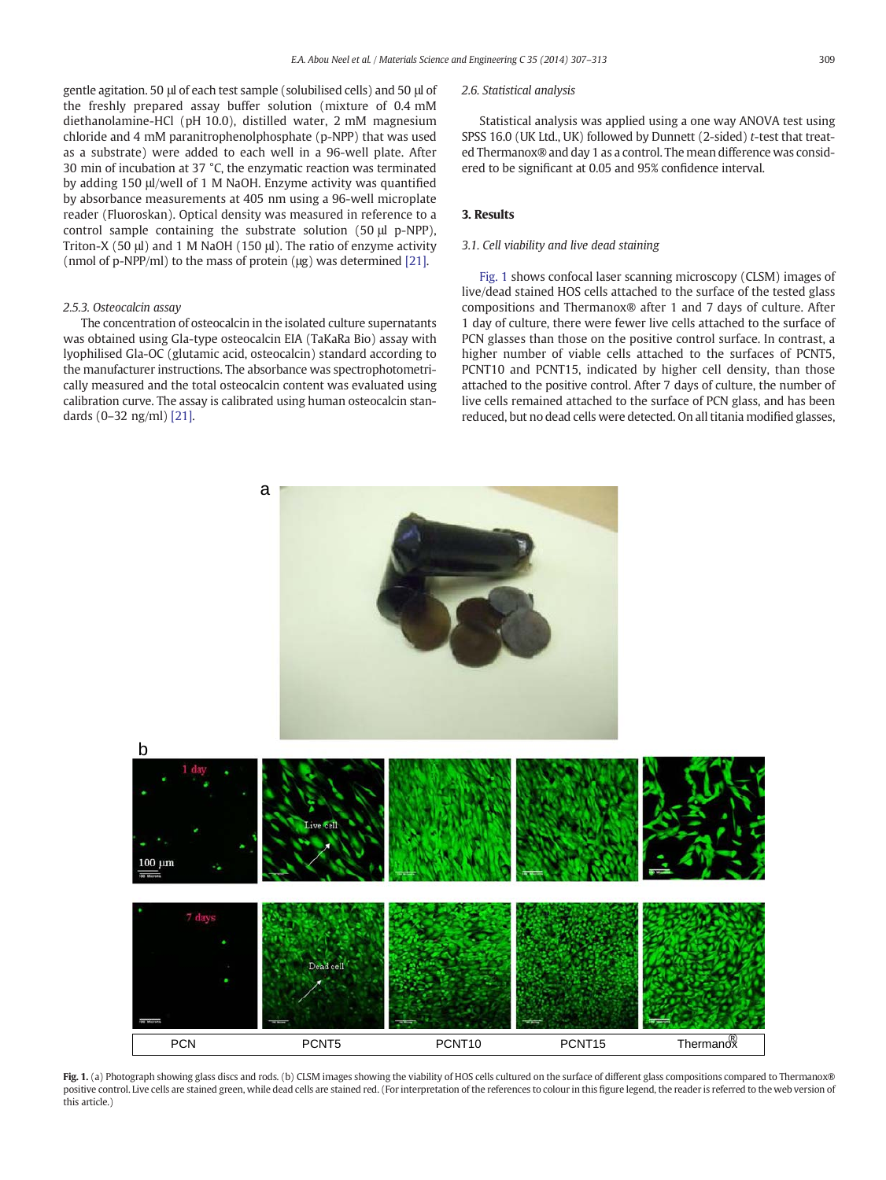gentle agitation. 50 μl of each test sample (solubilised cells) and 50 μl of the freshly prepared assay buffer solution (mixture of 0.4 mM diethanolamine-HCl (pH 10.0), distilled water, 2 mM magnesium chloride and 4 mM paranitrophenolphosphate (p-NPP) that was used as a substrate) were added to each well in a 96-well plate. After 30 min of incubation at 37 °C, the enzymatic reaction was terminated by adding 150 μl/well of 1 M NaOH. Enzyme activity was quantified by absorbance measurements at 405 nm using a 96-well microplate reader (Fluoroskan). Optical density was measured in reference to a control sample containing the substrate solution (50 μl p-NPP), Triton-X (50 μl) and 1 M NaOH (150 μl). The ratio of enzyme activity (nmol of p-NPP/ml) to the mass of protein (μg) was determined [21].

*2.5.3. Osteocalcin assay*

The concentration of osteocalcin in the isolated culture supernatants was obtained using Gla-type osteocalcin EIA (TaKaRa Bio) assay with lyophilised Gla-OC (glutamic acid, osteocalcin) standard according to the manufacturer instructions. The absorbance was spectrophotometrically measured and the total osteocalcin content was evaluated using calibration curve. The assay is calibrated using human osteocalcin standards (0–32 ng/ml) [21].

*2.6. Statistical analysis*

Statistical analysis was applied using a one way ANOVA test using SPSS 16.0 (UK Ltd., UK) followed by Dunnett (2-sided) *t*-test that treated Thermanox® and day 1 as a control. The mean difference was considered to be significant at 0.05 and 95% confidence interval.

## 3. Results

*3.1. Cell viability and live dead staining*

Fig. 1 shows confocal laser scanning microscopy (CLSM) images of live/dead stained HOS cells attached to the surface of the tested glass compositions and Thermanox® after 1 and 7 days of culture. After 1 day of culture, there were fewer live cells attached to the surface of PCN glasses than those on the positive control surface. In contrast, a higher number of viable cells attached to the surfaces of PCNT5, PCNT10 and PCNT15, indicated by higher cell density, than those attached to the positive control. After 7 days of culture, the number of live cells remained attached to the surface of PCN glass, and has been reduced, but no dead cells were detected. On all titania modified glasses,

**Fig. 1.** (a) Photograph showing glass discs and rods. (b) CLSM images showing the viability of HOS cells cultured on the surface of different glass compositions compared to Thermanox® positive control. Live cells are stained green, while dead cells are stained red. (For interpretation of the references to colour in this figure legend, the reader is referred to the web version of this article.)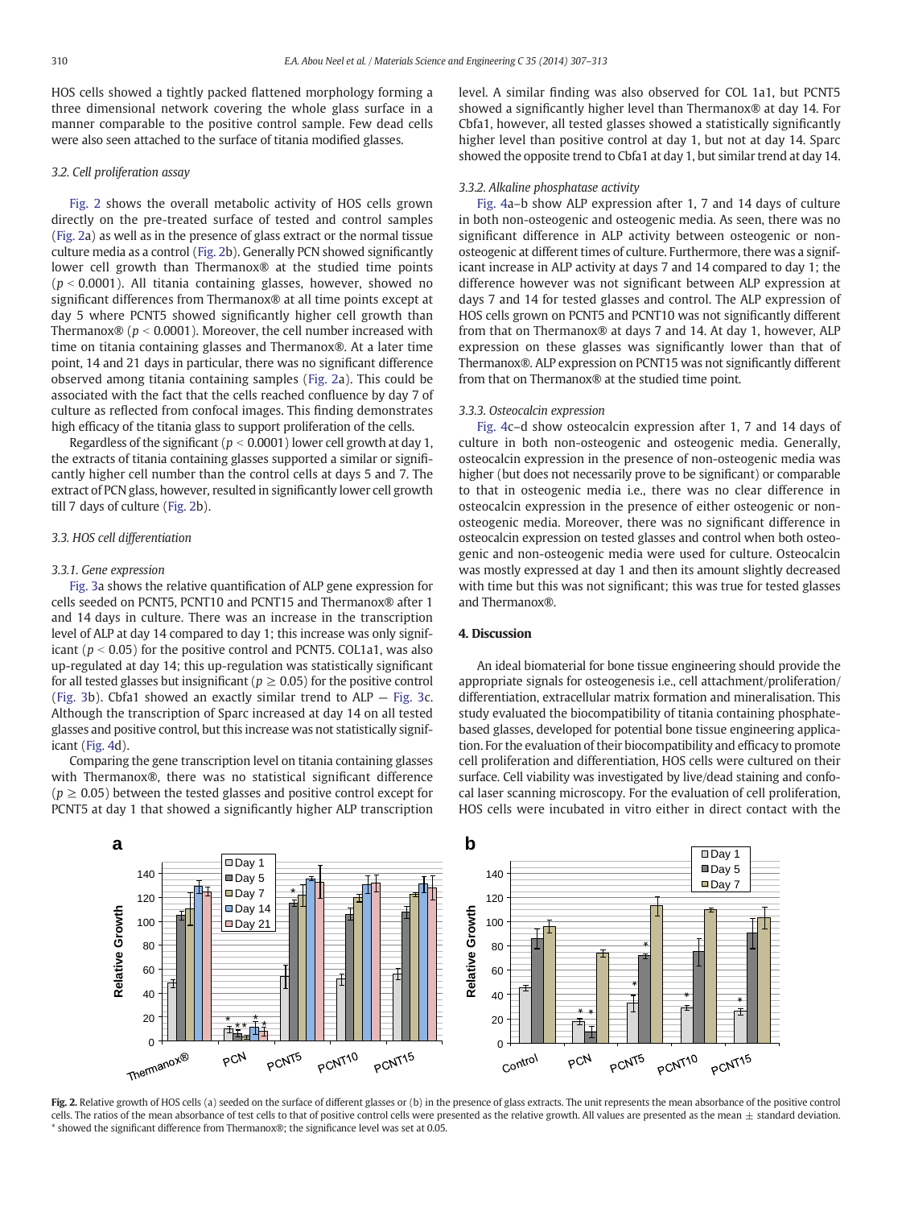HOS cells showed a tightly packed flattened morphology forming a three dimensional network covering the whole glass surface in a manner comparable to the positive control sample. Few dead cells were also seen attached to the surface of titania modified glasses.

### 3.2. Cell proliferation assay

Fig. 2 shows the overall metabolic activity of HOS cells grown directly on the pre-treated surface of tested and control samples (Fig. 2a) as well as in the presence of glass extract or the normal tissue culture media as a control (Fig. 2b). Generally PCN showed significantly lower cell growth than Thermanox® at the studied time points ($p < 0.0001$). All titania containing glasses, however, showed no significant differences from Thermanox® at all time points except at day 5 where PCNT5 showed significantly higher cell growth than Thermanox® ($p < 0.0001$). Moreover, the cell number increased with time on titania containing glasses and Thermanox®. At a later time point, 14 and 21 days in particular, there was no significant difference observed among titania containing samples (Fig. 2a). This could be associated with the fact that the cells reached confluence by day 7 of culture as reflected from confocal images. This finding demonstrates high efficacy of the titania glass to support proliferation of the cells.

Regardless of the significant ($p < 0.0001$) lower cell growth at day 1, the extracts of titania containing glasses supported a similar or significantly higher cell number than the control cells at days 5 and 7. The extract of PCN glass, however, resulted in significantly lower cell growth till 7 days of culture (Fig. 2b).

### 3.3. HOS cell differentiation

#### 3.3.1. Gene expression

Fig. 3a shows the relative quantification of ALP gene expression for cells seeded on PCNT5, PCNT10 and PCNT15 and Thermanox® after 1 and 14 days in culture. There was an increase in the transcription level of ALP at day 14 compared to day 1; this increase was only significant ($p < 0.05$) for the positive control and PCNT5. COL1a1, was also up-regulated at day 14; this up-regulation was statistically significant for all tested glasses but insignificant ($p \geq 0.05$) for the positive control (Fig. 3b). Cbfa1 showed an exactly similar trend to ALP — Fig. 3c. Although the transcription of Sparc increased at day 14 on all tested glasses and positive control, but this increase was not statistically significant (Fig. 4d).

Comparing the gene transcription level on titania containing glasses with Thermanox®, there was no statistical significant difference ($p \geq 0.05$) between the tested glasses and positive control except for PCNT5 at day 1 that showed a significantly higher ALP transcription level. A similar finding was also observed for COL 1a1, but PCNT5 showed a significantly higher level than Thermanox® at day 14. For Cbfa1, however, all tested glasses showed a statistically significantly higher level than positive control at day 1, but not at day 14. Sparc showed the opposite trend to Cbfa1 at day 1, but similar trend at day 14.

#### 3.3.2. Alkaline phosphatase activity

Fig. 4a–b show ALP expression after 1, 7 and 14 days of culture in both non-osteogenic and osteogenic media. As seen, there was no significant difference in ALP activity between osteogenic or non-osteogenic at different times of culture. Furthermore, there was a significant increase in ALP activity at days 7 and 14 compared to day 1; the difference however was not significant between ALP expression at days 7 and 14 for tested glasses and control. The ALP expression of HOS cells grown on PCNT5 and PCNT10 was not significantly different from that on Thermanox® at days 7 and 14. At day 1, however, ALP expression on these glasses was significantly lower than that of Thermanox®. ALP expression on PCNT15 was not significantly different from that on Thermanox® at the studied time point.

#### 3.3.3. Osteocalcin expression

Fig. 4c–d show osteocalcin expression after 1, 7 and 14 days of culture in both non-osteogenic and osteogenic media. Generally, osteocalcin expression in the presence of non-osteogenic media was higher (but does not necessarily prove to be significant) or comparable to that in osteogenic media i.e., there was no clear difference in osteocalcin expression in the presence of either osteogenic or non-osteogenic media. Moreover, there was no significant difference in osteocalcin expression on tested glasses and control when both osteogenic and non-osteogenic media were used for culture. Osteocalcin was mostly expressed at day 1 and then its amount slightly decreased with time but this was not significant; this was true for tested glasses and Thermanox®.

## 4. Discussion

An ideal biomaterial for bone tissue engineering should provide the appropriate signals for osteogenesis i.e., cell attachment/proliferation/differentiation, extracellular matrix formation and mineralisation. This study evaluated the biocompatibility of titania containing phosphate-based glasses, developed for potential bone tissue engineering application. For the evaluation of their biocompatibility and efficacy to promote cell proliferation and differentiation, HOS cells were cultured on their surface. Cell viability was investigated by live/dead staining and confocal laser scanning microscopy. For the evaluation of cell proliferation, HOS cells were incubated in vitro either in direct contact with the

Fig. 2. Relative growth of HOS cells (a) seeded on the surface of different glasses or (b) in the presence of glass extracts. The unit represents the mean absorbance of the positive control cells. The ratios of the mean absorbance of test cells to that of positive control cells were presented as the relative growth. All values are presented as the mean ± standard deviation. * showed the significant difference from Thermanox®; the significance level was set at 0.05.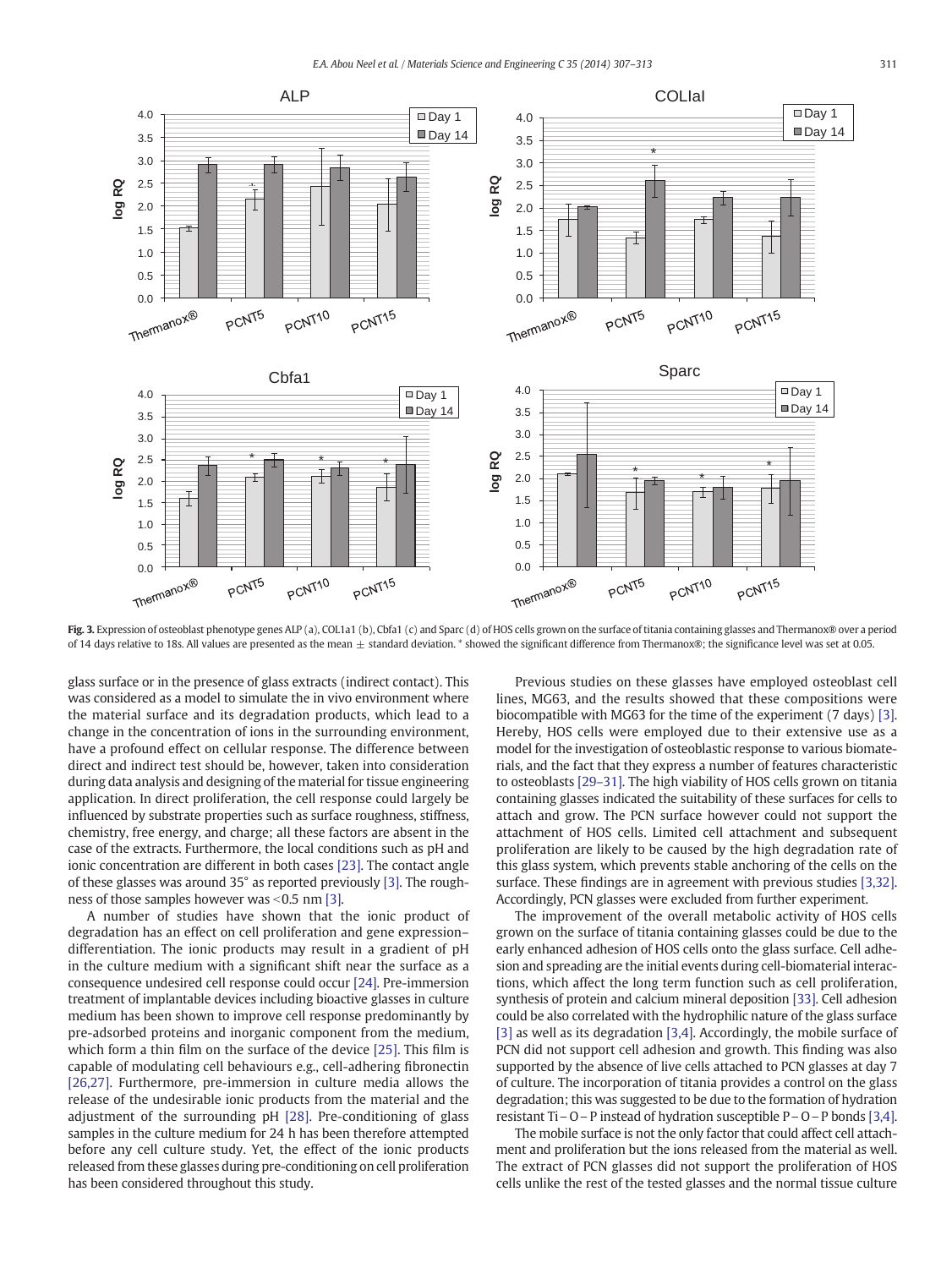Fig. 3. Expression of osteoblast phenotype genes ALP (a), COL1a1 (b), Cbfa1 (c) and Sparc (d) of HOS cells grown on the surface of titania containing glasses and Thermanox® over a period of 14 days relative to 18s. All values are presented as the mean ± standard deviation. * showed the significant difference from Thermanox®; the significance level was set at 0.05.

glass surface or in the presence of glass extracts (indirect contact). This was considered as a model to simulate the in vivo environment where the material surface and its degradation products, which lead to a change in the concentration of ions in the surrounding environment, have a profound effect on cellular response. The difference between direct and indirect test should be, however, taken into consideration during data analysis and designing of the material for tissue engineering application. In direct proliferation, the cell response could largely be influenced by substrate properties such as surface roughness, stiffness, chemistry, free energy, and charge; all these factors are absent in the case of the extracts. Furthermore, the local conditions such as pH and ionic concentration are different in both cases [23]. The contact angle of these glasses was around 35° as reported previously [3]. The roughness of those samples however was <0.5 nm [3].

A number of studies have shown that the ionic product of degradation has an effect on cell proliferation and gene expression–differentiation. The ionic products may result in a gradient of pH in the culture medium with a significant shift near the surface as a consequence undesired cell response could occur [24]. Pre-immersion treatment of implantable devices including bioactive glasses in culture medium has been shown to improve cell response predominantly by pre-adsorbed proteins and inorganic component from the medium, which form a thin film on the surface of the device [25]. This film is capable of modulating cell behaviours e.g., cell-adhering fibronectin [26,27]. Furthermore, pre-immersion in culture media allows the release of the undesirable ionic products from the material and the adjustment of the surrounding pH [28]. Pre-conditioning of glass samples in the culture medium for 24 h has been therefore attempted before any cell culture study. Yet, the effect of the ionic products released from these glasses during pre-conditioning on cell proliferation has been considered throughout this study.

Previous studies on these glasses have employed osteoblast cell lines, MG63, and the results showed that these compositions were biocompatible with MG63 for the time of the experiment (7 days) [3]. Hereby, HOS cells were employed due to their extensive use as a model for the investigation of osteoblastic response to various biomaterials, and the fact that they express a number of features characteristic to osteoblasts [29–31]. The high viability of HOS cells grown on titania containing glasses indicated the suitability of these surfaces for cells to attach and grow. The PCN surface however could not support the attachment of HOS cells. Limited cell attachment and subsequent proliferation are likely to be caused by the high degradation rate of this glass system, which prevents stable anchoring of the cells on the surface. These findings are in agreement with previous studies [3,32]. Accordingly, PCN glasses were excluded from further experiment.

The improvement of the overall metabolic activity of HOS cells grown on the surface of titania containing glasses could be due to the early enhanced adhesion of HOS cells onto the glass surface. Cell adhesion and spreading are the initial events during cell-biomaterial interactions, which affect the long term function such as cell proliferation, synthesis of protein and calcium mineral deposition [33]. Cell adhesion could be also correlated with the hydrophilic nature of the glass surface [3] as well as its degradation [3,4]. Accordingly, the mobile surface of PCN did not support cell adhesion and growth. This finding was also supported by the absence of live cells attached to PCN glasses at day 7 of culture. The incorporation of titania provides a control on the glass degradation; this was suggested to be due to the formation of hydration resistant Ti–O–P instead of hydration susceptible P–O–P bonds [3,4].

The mobile surface is not the only factor that could affect cell attachment and proliferation but the ions released from the material as well. The extract of PCN glasses did not support the proliferation of HOS cells unlike the rest of the tested glasses and the normal tissue culture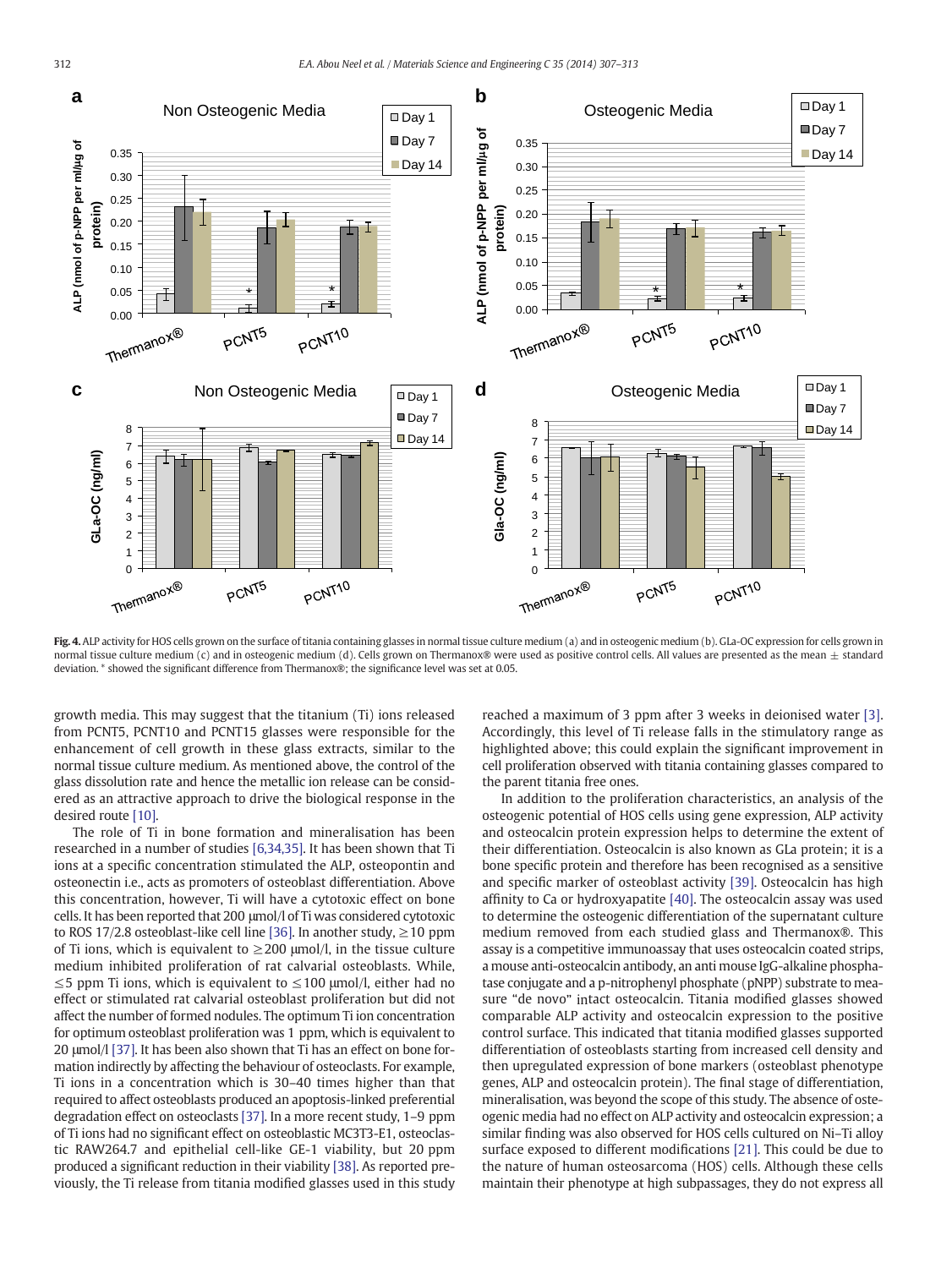Fig. 4. ALP activity for HOS cells grown on the surface of titania containing glasses in normal tissue culture medium (a) and in osteogenic medium (b). GLa-OC expression for cells grown in normal tissue culture medium (c) and in osteogenic medium (d). Cells grown on Thermanox® were used as positive control cells. All values are presented as the mean ± standard deviation. * showed the significant difference from Thermanox®; the significance level was set at 0.05.

growth media. This may suggest that the titanium (Ti) ions released from PCNT5, PCNT10 and PCNT15 glasses were responsible for the enhancement of cell growth in these glass extracts, similar to the normal tissue culture medium. As mentioned above, the control of the glass dissolution rate and hence the metallic ion release can be considered as an attractive approach to drive the biological response in the desired route [10].

The role of Ti in bone formation and mineralisation has been researched in a number of studies [6,34,35]. It has been shown that Ti ions at a specific concentration stimulated the ALP, osteopontin and osteonectin i.e., acts as promoters of osteoblast differentiation. Above this concentration, however, Ti will have a cytotoxic effect on bone cells. It has been reported that 200 μmol/l of Ti was considered cytotoxic to ROS 17/2.8 osteoblast-like cell line [36]. In another study, ≥10 ppm of Ti ions, which is equivalent to ≥200 μmol/l, in the tissue culture medium inhibited proliferation of rat calvarial osteoblasts. While, ≤5 ppm Ti ions, which is equivalent to ≤100 μmol/l, either had no effect or stimulated rat calvarial osteoblast proliferation but did not affect the number of formed nodules. The optimum Ti ion concentration for optimum osteoblast proliferation was 1 ppm, which is equivalent to 20 μmol/l [37]. It has been also shown that Ti has an effect on bone formation indirectly by affecting the behaviour of osteoclasts. For example, Ti ions in a concentration which is 30–40 times higher than that required to affect osteoblasts produced an apoptosis-linked preferential degradation effect on osteoclasts [37]. In a more recent study, 1–9 ppm of Ti ions had no significant effect on osteoblastic MC3T3-E1, osteoclastic RAW264.7 and epithelial cell-like GE-1 viability, but 20 ppm produced a significant reduction in their viability [38]. As reported previously, the Ti release from titania modified glasses used in this study reached a maximum of 3 ppm after 3 weeks in deionised water [3]. Accordingly, this level of Ti release falls in the stimulatory range as highlighted above; this could explain the significant improvement in cell proliferation observed with titania containing glasses compared to the parent titania free ones.

In addition to the proliferation characteristics, an analysis of the osteogenic potential of HOS cells using gene expression, ALP activity and osteocalcin protein expression helps to determine the extent of their differentiation. Osteocalcin is also known as GLa protein; it is a bone specific protein and therefore has been recognised as a sensitive and specific marker of osteoblast activity [39]. Osteocalcin has high affinity to Ca or hydroxyapatite [40]. The osteocalcin assay was used to determine the osteogenic differentiation of the supernatant culture medium removed from each studied glass and Thermanox®. This assay is a competitive immunoassay that uses osteocalcin coated strips, a mouse anti-osteocalcin antibody, an anti mouse IgG-alkaline phosphatase conjugate and a p-nitrophenyl phosphate (pNPP) substrate to measure "de novo" intact osteocalcin. Titania modified glasses showed comparable ALP activity and osteocalcin expression to the positive control surface. This indicated that titania modified glasses supported differentiation of osteoblasts starting from increased cell density and then upregulated expression of bone markers (osteoblast phenotype genes, ALP and osteocalcin protein). The final stage of differentiation, mineralisation, was beyond the scope of this study. The absence of osteogenic media had no effect on ALP activity and osteocalcin expression; a similar finding was also observed for HOS cells cultured on Ni–Ti alloy surface exposed to different modifications [21]. This could be due to the nature of human osteosarcoma (HOS) cells. Although these cells maintain their phenotype at high subpassages, they do not express all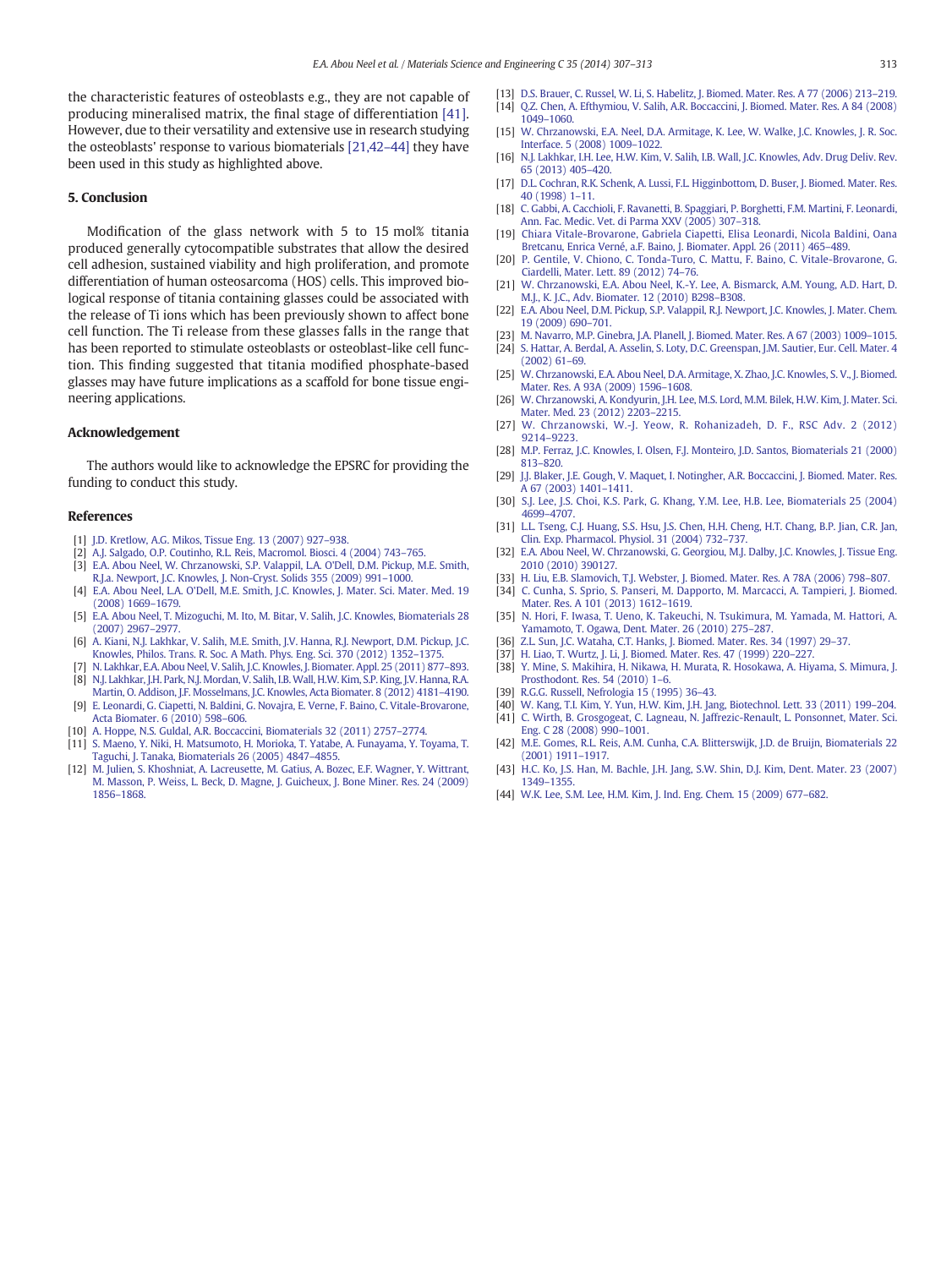the characteristic features of osteoblasts e.g., they are not capable of producing mineralised matrix, the final stage of differentiation [41]. However, due to their versatility and extensive use in research studying the osteoblasts' response to various biomaterials [21,42–44] they have been used in this study as highlighted above.

## 5. Conclusion

Modification of the glass network with 5 to 15 mol% titania produced generally cytocompatible substrates that allow the desired cell adhesion, sustained viability and high proliferation, and promote differentiation of human osteosarcoma (HOS) cells. This improved biological response of titania containing glasses could be associated with the release of Ti ions which has been previously shown to affect bone cell function. The Ti release from these glasses falls in the range that has been reported to stimulate osteoblasts or osteoblast-like cell function. This finding suggested that titania modified phosphate-based glasses may have future implications as a scaffold for bone tissue engineering applications.

## Acknowledgement

The authors would like to acknowledge the EPSRC for providing the funding to conduct this study.

## References

[1] J.D. Kretlow, A.G. Mikos, Tissue Eng. 13 (2007) 927–938.
[2] A.J. Salgado, O.P. Coutinho, R.L. Reis, Macromol. Biosci. 4 (2004) 743–765.
[3] E.A. Abou Neel, W. Chrzanowski, S.P. Valappil, L.A. O'Dell, D.M. Pickup, M.E. Smith, R.J.a. Newport, J.C. Knowles, J. Non-Cryst. Solids 355 (2009) 991–1000.
[4] E.A. Abou Neel, L.A. O'Dell, M.E. Smith, J.C. Knowles, J. Mater. Sci. Mater. Med. 19 (2008) 1669–1679.
[5] E.A. Abou Neel, T. Mizoguchi, M. Ito, M. Bitar, V. Salih, J.C. Knowles, Biomaterials 28 (2007) 2967–2977.
[6] A. Kiani, N.J. Lakhkar, V. Salih, M.E. Smith, J.V. Hanna, R.J. Newport, D.M. Pickup, J.C. Knowles, Philos. Trans. R. Soc. A Math. Phys. Eng. Sci. 370 (2012) 1352–1375.
[7] N. Lakhkar, E.A. Abou Neel, V. Salih, J.C. Knowles, J. Biomater. Appl. 25 (2011) 877–893.
[8] N.J. Lakhkar, J.H. Park, N.J. Mordan, V. Salih, I.B. Wall, H.W. Kim, S.P. King, J.V. Hanna, R.A. Martin, O. Addison, J.F. Mosselmans, J.C. Knowles, Acta Biomater. 8 (2012) 4181–4190.
[9] E. Leonardi, G. Ciapetti, N. Baldini, G. Novajra, E. Verne, F. Baino, C. Vitale-Brovarone, Acta Biomater. 6 (2010) 598–606.
[10] A. Hoppe, N.S. Guldal, A.R. Boccaccini, Biomaterials 32 (2011) 2757–2774.
[11] S. Maeno, Y. Niki, H. Matsumoto, H. Morioka, T. Yatabe, A. Funayama, Y. Toyama, T. Taguchi, J. Tanaka, Biomaterials 26 (2005) 4847–4855.
[12] M. Julien, S. Khoshniat, A. Lacreusette, M. Gatius, A. Bozec, E.F. Wagner, Y. Wittrant, M. Masson, P. Weiss, L. Beck, D. Magne, J. Guicheux, J. Bone Miner. Res. 24 (2009) 1856–1868.
[13] D.S. Brauer, C. Russel, W. Li, S. Habelitz, J. Biomed. Mater. Res. A 77 (2006) 213–219.
[14] Q.Z. Chen, A. Efthymiou, V. Salih, A.R. Boccaccini, J. Biomed. Mater. Res. A 84 (2008) 1049–1060.
[15] W. Chrzanowski, E.A. Neel, D.A. Armitage, K. Lee, W. Walke, J.C. Knowles, J. R. Soc. Interface. 5 (2008) 1009–1022.
[16] N.J. Lakhkar, I.H. Lee, H.W. Kim, V. Salih, I.B. Wall, J.C. Knowles, Adv. Drug Deliv. Rev. 65 (2013) 405–420.
[17] D.L. Cochran, R.K. Schenk, A. Lussi, F.L. Higginbottom, D. Buser, J. Biomed. Mater. Res. 40 (1998) 1–11.
[18] C. Gabbi, A. Cacchioli, F. Ravanetti, B. Spaggiari, P. Borghetti, F.M. Martini, F. Leonardi, Ann. Fac. Medic. Vet. di Parma XXV (2005) 307–318.
[19] Chiara Vitale-Brovarone, Gabriela Ciapetti, Elisa Leonardi, Nicola Baldini, Oana Bretcanu, Enrica Verné, a.F. Baino, J. Biomater. Appl. 26 (2011) 465–489.
[20] P. Gentile, V. Chiono, C. Tonda-Turo, C. Mattu, F. Baino, C. Vitale-Brovarone, G. Ciardelli, Mater. Lett. 89 (2012) 74–76.
[21] W. Chrzanowski, E.A. Abou Neel, K.-Y. Lee, A. Bismarck, A.M. Young, A.D. Hart, D. M.J., K. J.C., Adv. Biomater. 12 (2010) B298–B308.
[22] E.A. Abou Neel, D.M. Pickup, S.P. Valappil, R.J. Newport, J.C. Knowles, J. Mater. Chem. 19 (2009) 690–701.
[23] M. Navarro, M.P. Ginebra, J.A. Planell, J. Biomed. Mater. Res. A 67 (2003) 1009–1015.
[24] S. Hattar, A. Berdal, A. Asselin, S. Loty, D.C. Greenspan, J.M. Sautier, Eur. Cell. Mater. 4 (2002) 61–69.
[25] W. Chrzanowski, E.A. Abou Neel, D.A. Armitage, X. Zhao, J.C. Knowles, S. V., J. Biomed. Mater. Res. A 93A (2009) 1596–1608.
[26] W. Chrzanowski, A. Kondyurin, J.H. Lee, M.S. Lord, M.M. Bilek, H.W. Kim, J. Mater. Sci. Mater. Med. 23 (2012) 2203–2215.
[27] W. Chrzanowski, W.-J. Yeow, R. Rohanizadeh, D. F., RSC Adv. 2 (2012) 9214–9223.
[28] M.P. Ferraz, J.C. Knowles, I. Olsen, F.J. Monteiro, J.D. Santos, Biomaterials 21 (2000) 813–820.
[29] J.J. Blaker, J.E. Gough, V. Maquet, I. Notingher, A.R. Boccaccini, J. Biomed. Mater. Res. A 67 (2003) 1401–1411.
[30] S.J. Lee, J.S. Choi, K.S. Park, G. Khang, Y.M. Lee, H.B. Lee, Biomaterials 25 (2004) 4699–4707.
[31] L.L. Tseng, C.J. Huang, S.S. Hsu, J.S. Chen, H.H. Cheng, H.T. Chang, B.P. Jian, C.R. Jan, Clin. Exp. Pharmacol. Physiol. 31 (2004) 732–737.
[32] E.A. Abou Neel, W. Chrzanowski, G. Georgiou, M.J. Dalby, J.C. Knowles, J. Tissue Eng. 2010 (2010) 390127.
[33] H. Liu, E.B. Slamovich, T.J. Webster, J. Biomed. Mater. Res. A 78A (2006) 798–807.
[34] C. Cunha, S. Sprio, S. Panseri, M. Dapporto, M. Marcacci, A. Tampieri, J. Biomed. Mater. Res. A 101 (2013) 1612–1619.
[35] N. Hori, F. Iwasa, T. Ueno, K. Takeuchi, N. Tsukimura, M. Yamada, M. Hattori, A. Yamamoto, T. Ogawa, Dent. Mater. 26 (2010) 275–287.
[36] Z.L. Sun, J.C. Wataha, C.T. Hanks, J. Biomed. Mater. Res. 34 (1997) 29–37.
[37] H. Liao, T. Wurtz, J. Li, J. Biomed. Mater. Res. 47 (1999) 220–227.
[38] Y. Mine, S. Makihira, H. Nikawa, H. Murata, R. Hosokawa, A. Hiyama, S. Mimura, J. Prosthodont. Res. 54 (2010) 1–6.
[39] R.G.G. Russell, Nefrologia 15 (1995) 36–43.
[40] W. Kang, T.I. Kim, Y. Yun, H.W. Kim, J.H. Jang, Biotechnol. Lett. 33 (2011) 199–204.
[41] C. Wirth, B. Grosgogeat, C. Lagneau, N. Jaffrezic-Renault, L. Ponsonnet, Mater. Sci. Eng. C 28 (2008) 990–1001.
[42] M.E. Gomes, R.L. Reis, A.M. Cunha, C.A. Blitterswijk, J.D. de Bruijn, Biomaterials 22 (2001) 1911–1917.
[43] H.C. Ko, J.S. Han, M. Bachle, J.H. Jang, S.W. Shin, D.J. Kim, Dent. Mater. 23 (2007) 1349–1355.
[44] W.K. Lee, S.M. Lee, H.M. Kim, J. Ind. Eng. Chem. 15 (2009) 677–682.